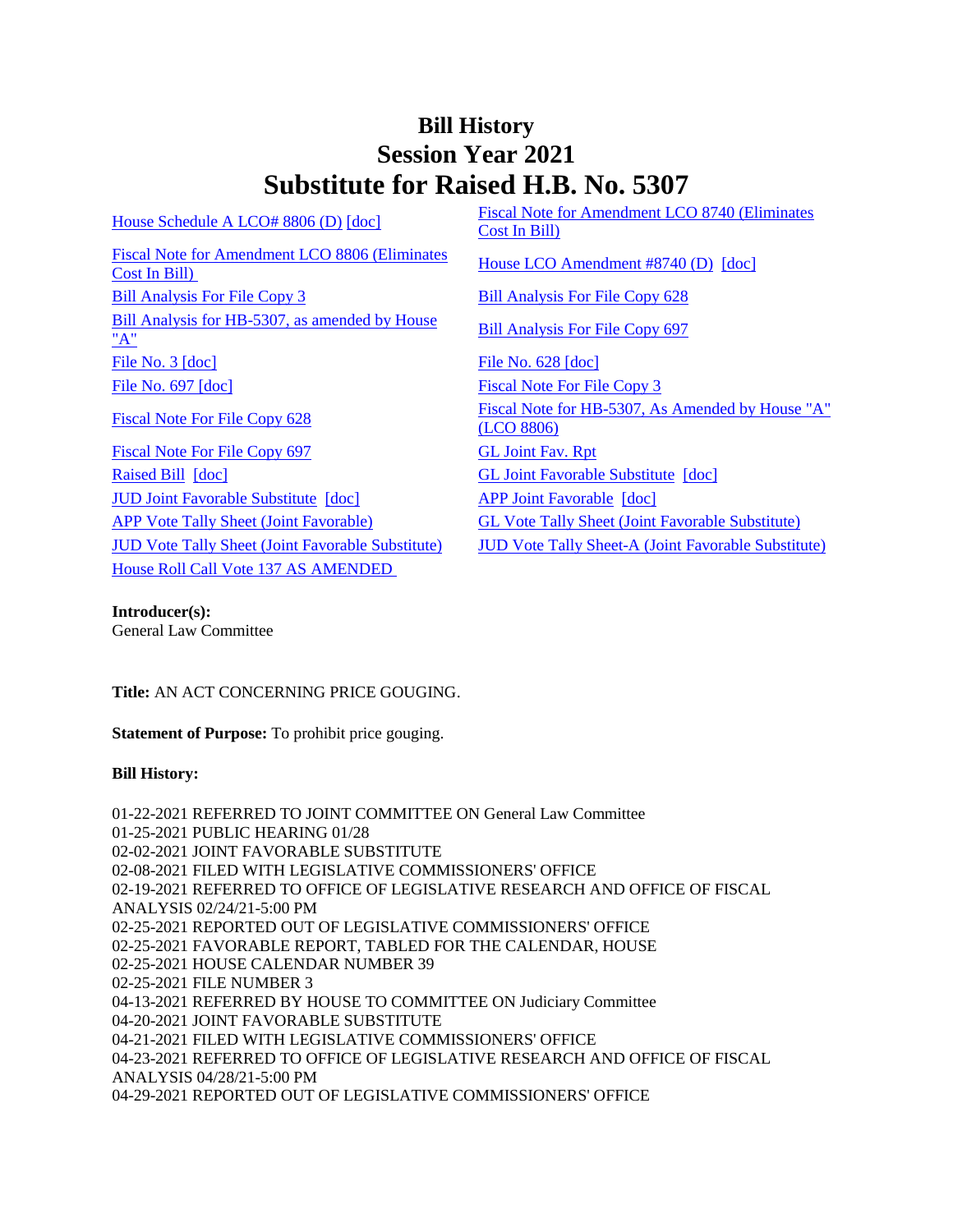# Bill History
# Session Year 2021
# Substitute for Raised H.B. No. 5307

House Schedule A LCO# 8806 (D) [doc]

Fiscal Note for Amendment LCO 8740 (Eliminates Cost In Bill)

Fiscal Note for Amendment LCO 8806 (Eliminates Cost In Bill)

House LCO Amendment #8740 (D) [doc]

Bill Analysis For File Copy 3

Bill Analysis For File Copy 628

Bill Analysis for HB-5307, as amended by House "A"

Bill Analysis For File Copy 697

File No. 3 [doc]

File No. 628 [doc]

File No. 697 [doc]

Fiscal Note For File Copy 3

Fiscal Note For File Copy 628

Fiscal Note for HB-5307, As Amended by House "A" (LCO 8806)

Fiscal Note For File Copy 697

GL Joint Fav. Rpt

Raised Bill [doc]

GL Joint Favorable Substitute [doc]

JUD Joint Favorable Substitute [doc]

APP Joint Favorable [doc]

APP Vote Tally Sheet (Joint Favorable)

GL Vote Tally Sheet (Joint Favorable Substitute)

JUD Vote Tally Sheet (Joint Favorable Substitute)

JUD Vote Tally Sheet-A (Joint Favorable Substitute)

House Roll Call Vote 137 AS AMENDED

**Introducer(s):**
General Law Committee

**Title:** AN ACT CONCERNING PRICE GOUGING.

**Statement of Purpose:** To prohibit price gouging.

**Bill History:**

01-22-2021 REFERRED TO JOINT COMMITTEE ON General Law Committee
01-25-2021 PUBLIC HEARING 01/28
02-02-2021 JOINT FAVORABLE SUBSTITUTE
02-08-2021 FILED WITH LEGISLATIVE COMMISSIONERS' OFFICE
02-19-2021 REFERRED TO OFFICE OF LEGISLATIVE RESEARCH AND OFFICE OF FISCAL ANALYSIS 02/24/21-5:00 PM
02-25-2021 REPORTED OUT OF LEGISLATIVE COMMISSIONERS' OFFICE
02-25-2021 FAVORABLE REPORT, TABLED FOR THE CALENDAR, HOUSE
02-25-2021 HOUSE CALENDAR NUMBER 39
02-25-2021 FILE NUMBER 3
04-13-2021 REFERRED BY HOUSE TO COMMITTEE ON Judiciary Committee
04-20-2021 JOINT FAVORABLE SUBSTITUTE
04-21-2021 FILED WITH LEGISLATIVE COMMISSIONERS' OFFICE
04-23-2021 REFERRED TO OFFICE OF LEGISLATIVE RESEARCH AND OFFICE OF FISCAL ANALYSIS 04/28/21-5:00 PM
04-29-2021 REPORTED OUT OF LEGISLATIVE COMMISSIONERS' OFFICE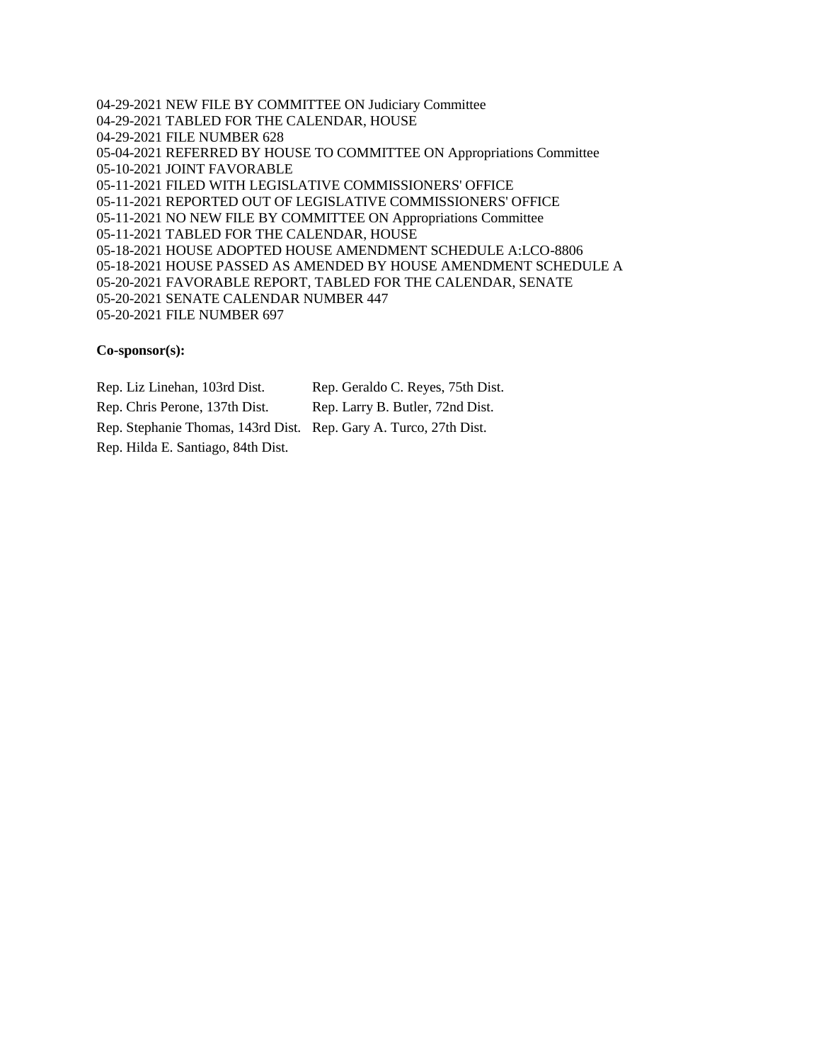04-29-2021 NEW FILE BY COMMITTEE ON Judiciary Committee
04-29-2021 TABLED FOR THE CALENDAR, HOUSE
04-29-2021 FILE NUMBER 628
05-04-2021 REFERRED BY HOUSE TO COMMITTEE ON Appropriations Committee
05-10-2021 JOINT FAVORABLE
05-11-2021 FILED WITH LEGISLATIVE COMMISSIONERS' OFFICE
05-11-2021 REPORTED OUT OF LEGISLATIVE COMMISSIONERS' OFFICE
05-11-2021 NO NEW FILE BY COMMITTEE ON Appropriations Committee
05-11-2021 TABLED FOR THE CALENDAR, HOUSE
05-18-2021 HOUSE ADOPTED HOUSE AMENDMENT SCHEDULE A:LCO-8806
05-18-2021 HOUSE PASSED AS AMENDED BY HOUSE AMENDMENT SCHEDULE A
05-20-2021 FAVORABLE REPORT, TABLED FOR THE CALENDAR, SENATE
05-20-2021 SENATE CALENDAR NUMBER 447
05-20-2021 FILE NUMBER 697

**Co-sponsor(s):**

| | |
|---|---|
| Rep. Liz Linehan, 103rd Dist. | Rep. Geraldo C. Reyes, 75th Dist. |
| Rep. Chris Perone, 137th Dist. | Rep. Larry B. Butler, 72nd Dist. |
| Rep. Stephanie Thomas, 143rd Dist. | Rep. Gary A. Turco, 27th Dist. |
| Rep. Hilda E. Santiago, 84th Dist. | |